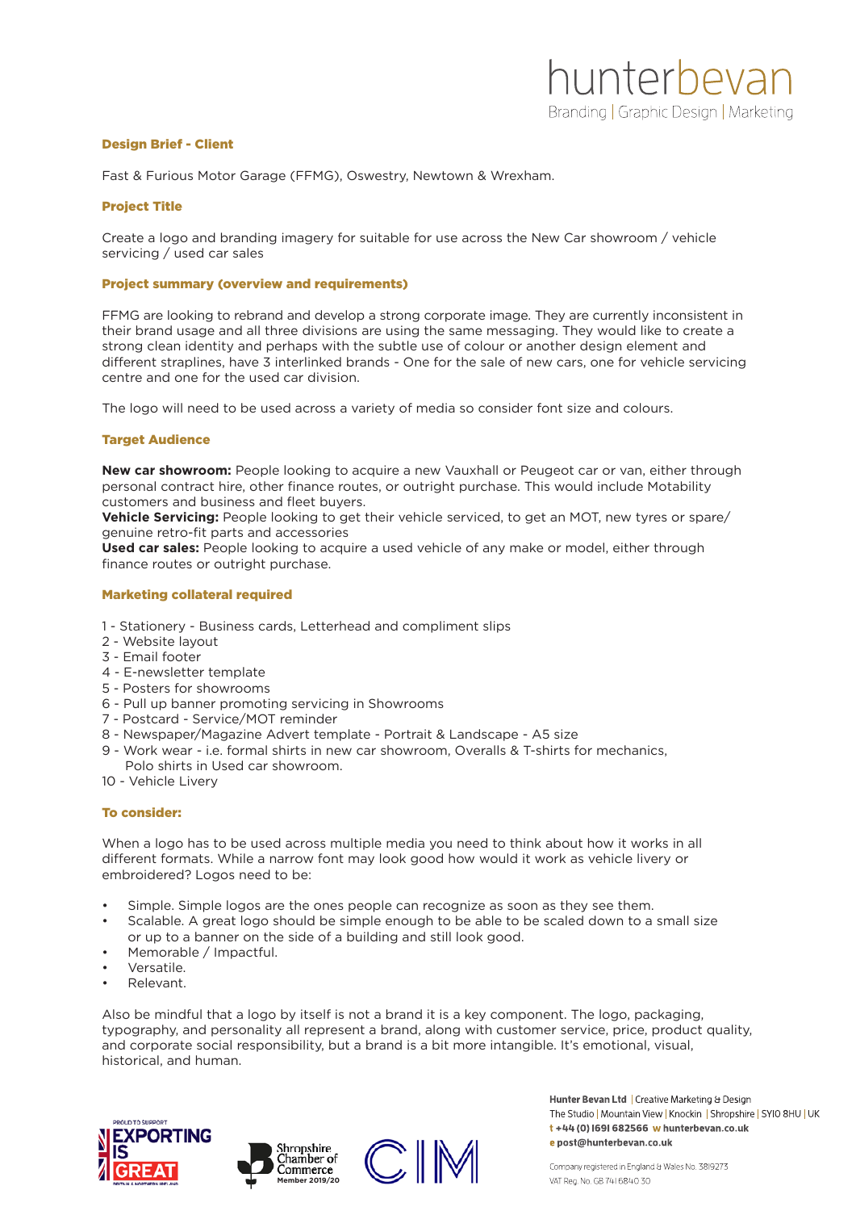hunterbevan
Branding | Graphic Design | Marketing

## Design Brief - Client

Fast & Furious Motor Garage (FFMG), Oswestry, Newtown & Wrexham.

## Project Title

Create a logo and branding imagery for suitable for use across the New Car showroom / vehicle servicing / used car sales

## Project summary (overview and requirements)

FFMG are looking to rebrand and develop a strong corporate image. They are currently inconsistent in their brand usage and all three divisions are using the same messaging. They would like to create a strong clean identity and perhaps with the subtle use of colour or another design element and different straplines, have 3 interlinked brands - One for the sale of new cars, one for vehicle servicing centre and one for the used car division.

The logo will need to be used across a variety of media so consider font size and colours.

## Target Audience

**New car showroom:** People looking to acquire a new Vauxhall or Peugeot car or van, either through personal contract hire, other finance routes, or outright purchase. This would include Motability customers and business and fleet buyers.
**Vehicle Servicing:** People looking to get their vehicle serviced, to get an MOT, new tyres or spare/genuine retro-fit parts and accessories
**Used car sales:** People looking to acquire a used vehicle of any make or model, either through finance routes or outright purchase.

## Marketing collateral required

1 - Stationery - Business cards, Letterhead and compliment slips
2 - Website layout
3 - Email footer
4 - E-newsletter template
5 - Posters for showrooms
6 - Pull up banner promoting servicing in Showrooms
7 - Postcard - Service/MOT reminder
8 - Newspaper/Magazine Advert template - Portrait & Landscape - A5 size
9 - Work wear - i.e. formal shirts in new car showroom, Overalls & T-shirts for mechanics, Polo shirts in Used car showroom.
10 - Vehicle Livery

## To consider:

When a logo has to be used across multiple media you need to think about how it works in all different formats. While a narrow font may look good how would it work as vehicle livery or embroidered? Logos need to be:

- Simple. Simple logos are the ones people can recognize as soon as they see them.
- Scalable. A great logo should be simple enough to be able to be scaled down to a small size or up to a banner on the side of a building and still look good.
- Memorable / Impactful.
- Versatile.
- Relevant.

Also be mindful that a logo by itself is not a brand it is a key component. The logo, packaging, typography, and personality all represent a brand, along with customer service, price, product quality, and corporate social responsibility, but a brand is a bit more intangible. It's emotional, visual, historical, and human.

Hunter Bevan Ltd | Creative Marketing & Design
The Studio | Mountain View | Knockin | Shropshire | SY10 8HU | UK
t +44 (0) 1691 682566 w hunterbevan.co.uk
e post@hunterbevan.co.uk

Company registered in England & Wales No. 3819273
VAT Reg. No. GB 741 6840 30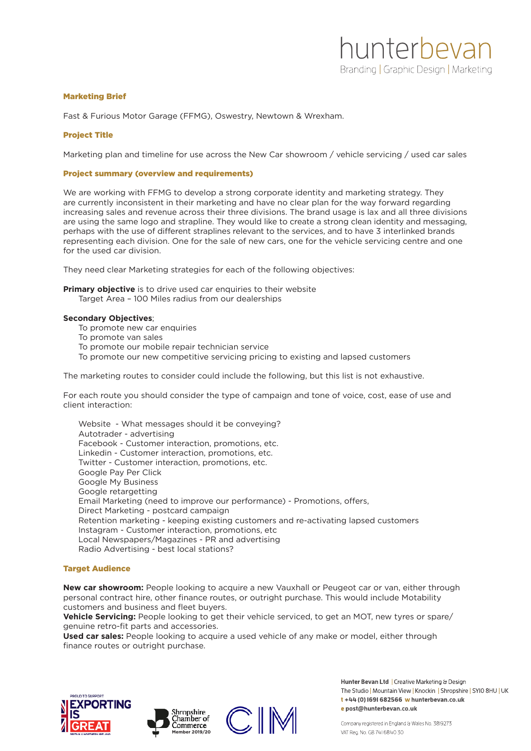### Marketing Brief

Fast & Furious Motor Garage (FFMG), Oswestry, Newtown & Wrexham.

### Project Title

Marketing plan and timeline for use across the New Car showroom / vehicle servicing / used car sales

### Project summary (overview and requirements)

We are working with FFMG to develop a strong corporate identity and marketing strategy. They are currently inconsistent in their marketing and have no clear plan for the way forward regarding increasing sales and revenue across their three divisions. The brand usage is lax and all three divisions are using the same logo and strapline. They would like to create a strong clean identity and messaging, perhaps with the use of different straplines relevant to the services, and to have 3 interlinked brands representing each division. One for the sale of new cars, one for the vehicle servicing centre and one for the used car division.

They need clear Marketing strategies for each of the following objectives:

**Primary objective** is to drive used car enquiries to their website
Target Area – 100 Miles radius from our dealerships

**Secondary Objectives**;
- To promote new car enquiries
- To promote van sales
- To promote our mobile repair technician service
- To promote our new competitive servicing pricing to existing and lapsed customers

The marketing routes to consider could include the following, but this list is not exhaustive.

For each route you should consider the type of campaign and tone of voice, cost, ease of use and client interaction:

- Website - What messages should it be conveying?
- Autotrader - advertising
- Facebook - Customer interaction, promotions, etc.
- Linkedin - Customer interaction, promotions, etc.
- Twitter - Customer interaction, promotions, etc.
- Google Pay Per Click
- Google My Business
- Google retargetting
- Email Marketing (need to improve our performance) - Promotions, offers,
- Direct Marketing - postcard campaign
- Retention marketing - keeping existing customers and re-activating lapsed customers
- Instagram - Customer interaction, promotions, etc
- Local Newspapers/Magazines - PR and advertising
- Radio Advertising - best local stations?

### Target Audience

**New car showroom:** People looking to acquire a new Vauxhall or Peugeot car or van, either through personal contract hire, other finance routes, or outright purchase. This would include Motability customers and business and fleet buyers.
**Vehicle Servicing:** People looking to get their vehicle serviced, to get an MOT, new tyres or spare/genuine retro-fit parts and accessories.
**Used car sales:** People looking to acquire a used vehicle of any make or model, either through finance routes or outright purchase.